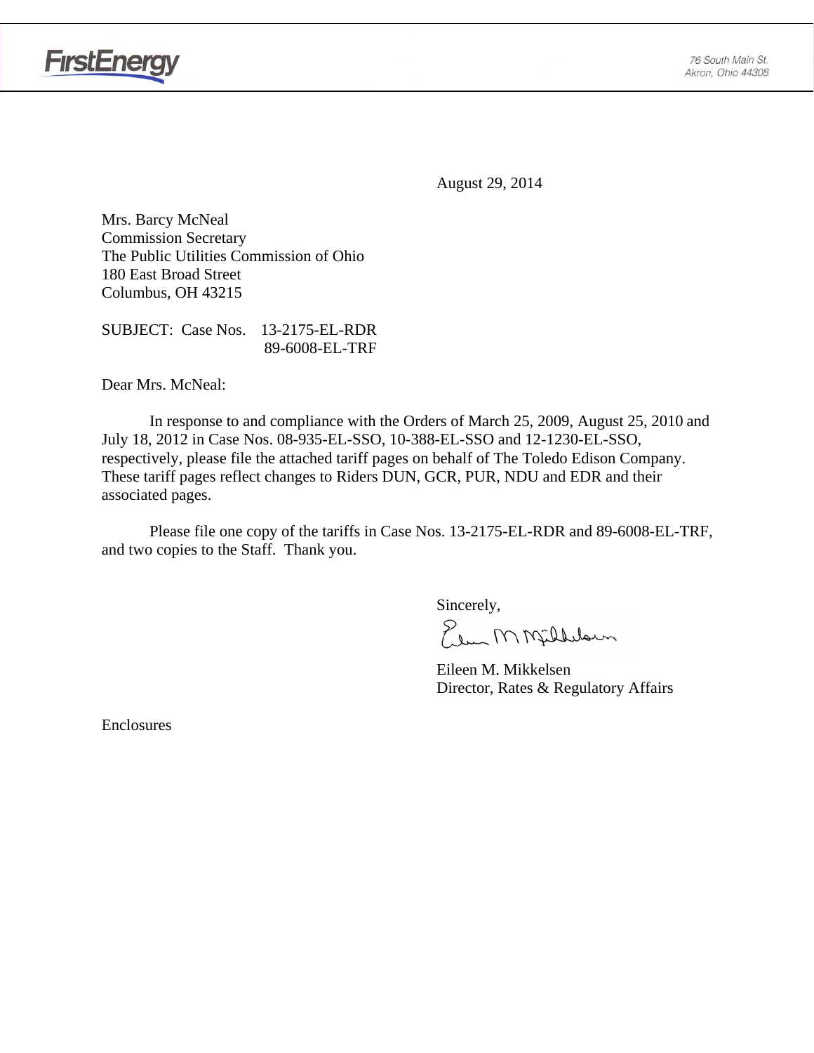FirstEnergy

76 South Main St.
Akron, Ohio 44308

August 29, 2014

Mrs. Barcy McNeal
Commission Secretary
The Public Utilities Commission of Ohio
180 East Broad Street
Columbus, OH 43215

SUBJECT: Case Nos. 13-2175-EL-RDR
89-6008-EL-TRF

Dear Mrs. McNeal:

In response to and compliance with the Orders of March 25, 2009, August 25, 2010 and July 18, 2012 in Case Nos. 08-935-EL-SSO, 10-388-EL-SSO and 12-1230-EL-SSO, respectively, please file the attached tariff pages on behalf of The Toledo Edison Company. These tariff pages reflect changes to Riders DUN, GCR, PUR, NDU and EDR and their associated pages.

Please file one copy of the tariffs in Case Nos. 13-2175-EL-RDR and 89-6008-EL-TRF, and two copies to the Staff. Thank you.

Sincerely,

Eileen M. Mikkelsen
Director, Rates & Regulatory Affairs

Enclosures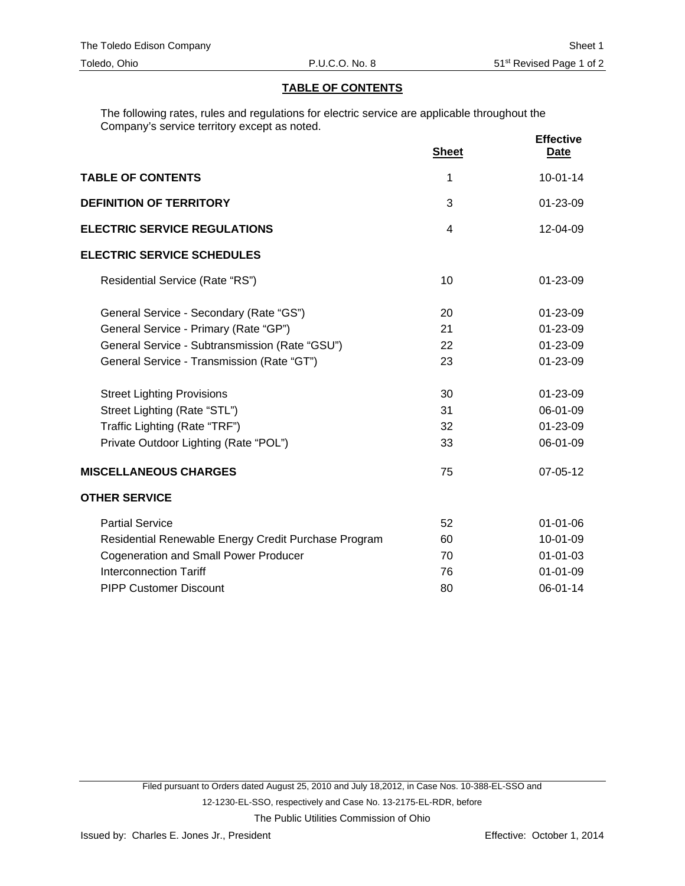## TABLE OF CONTENTS

The following rates, rules and regulations for electric service are applicable throughout the Company's service territory except as noted.

| | Sheet | Effective Date |
|---|---|---|
| **TABLE OF CONTENTS** | 1 | 10-01-14 |
| **DEFINITION OF TERRITORY** | 3 | 01-23-09 |
| **ELECTRIC SERVICE REGULATIONS** | 4 | 12-04-09 |
| **ELECTRIC SERVICE SCHEDULES** | | |
| Residential Service (Rate "RS") | 10 | 01-23-09 |
| General Service - Secondary (Rate "GS") | 20 | 01-23-09 |
| General Service - Primary (Rate "GP") | 21 | 01-23-09 |
| General Service - Subtransmission (Rate "GSU") | 22 | 01-23-09 |
| General Service - Transmission (Rate "GT") | 23 | 01-23-09 |
| Street Lighting Provisions | 30 | 01-23-09 |
| Street Lighting (Rate "STL") | 31 | 06-01-09 |
| Traffic Lighting (Rate "TRF") | 32 | 01-23-09 |
| Private Outdoor Lighting (Rate "POL") | 33 | 06-01-09 |
| **MISCELLANEOUS CHARGES** | 75 | 07-05-12 |
| **OTHER SERVICE** | | |
| Partial Service | 52 | 01-01-06 |
| Residential Renewable Energy Credit Purchase Program | 60 | 10-01-09 |
| Cogeneration and Small Power Producer | 70 | 01-01-03 |
| Interconnection Tariff | 76 | 01-01-09 |
| PIPP Customer Discount | 80 | 06-01-14 |

Filed pursuant to Orders dated August 25, 2010 and July 18,2012, in Case Nos. 10-388-EL-SSO and 12-1230-EL-SSO, respectively and Case No. 13-2175-EL-RDR, before

The Public Utilities Commission of Ohio

Issued by: Charles E. Jones Jr., President

Effective: October 1, 2014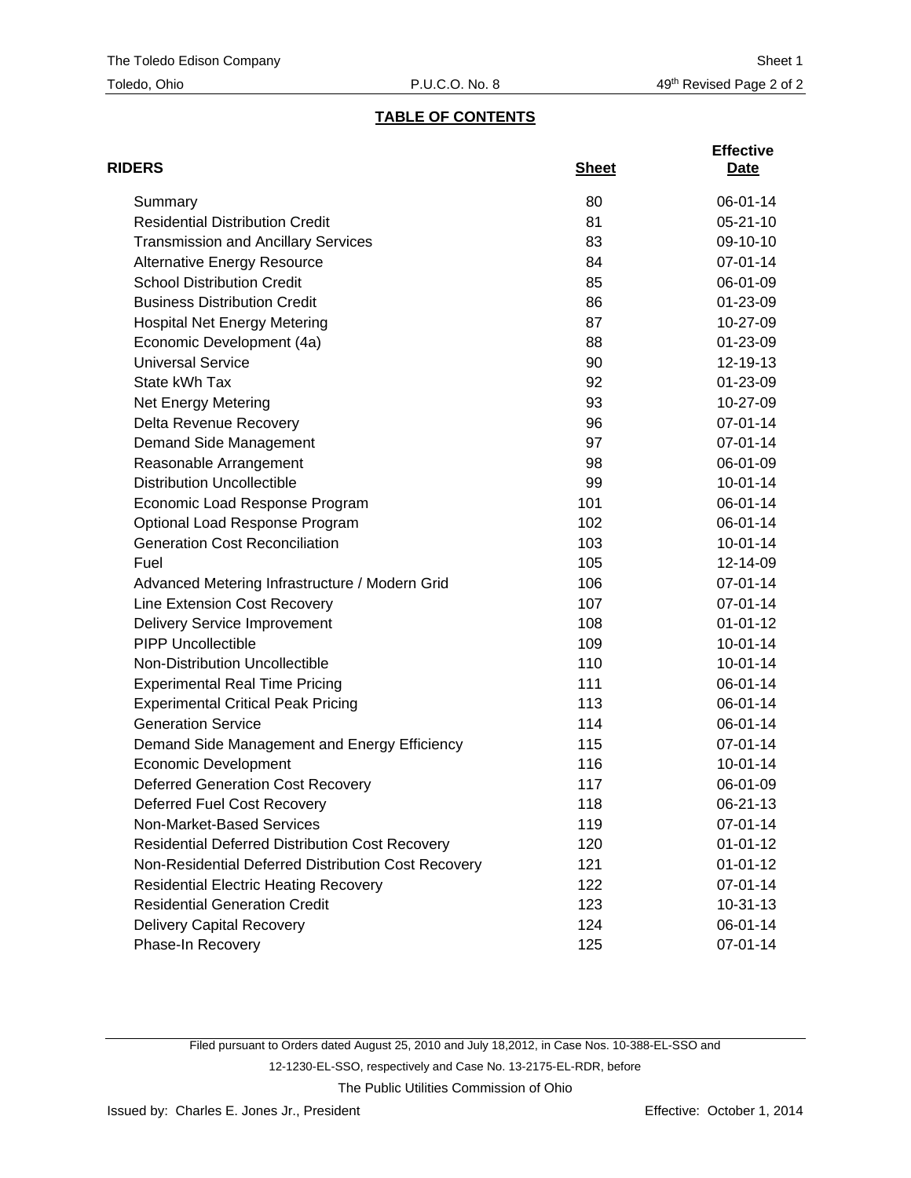## TABLE OF CONTENTS

| RIDERS | Sheet | Effective Date |
|---|---|---|
| Summary | 80 | 06-01-14 |
| Residential Distribution Credit | 81 | 05-21-10 |
| Transmission and Ancillary Services | 83 | 09-10-10 |
| Alternative Energy Resource | 84 | 07-01-14 |
| School Distribution Credit | 85 | 06-01-09 |
| Business Distribution Credit | 86 | 01-23-09 |
| Hospital Net Energy Metering | 87 | 10-27-09 |
| Economic Development (4a) | 88 | 01-23-09 |
| Universal Service | 90 | 12-19-13 |
| State kWh Tax | 92 | 01-23-09 |
| Net Energy Metering | 93 | 10-27-09 |
| Delta Revenue Recovery | 96 | 07-01-14 |
| Demand Side Management | 97 | 07-01-14 |
| Reasonable Arrangement | 98 | 06-01-09 |
| Distribution Uncollectible | 99 | 10-01-14 |
| Economic Load Response Program | 101 | 06-01-14 |
| Optional Load Response Program | 102 | 06-01-14 |
| Generation Cost Reconciliation | 103 | 10-01-14 |
| Fuel | 105 | 12-14-09 |
| Advanced Metering Infrastructure / Modern Grid | 106 | 07-01-14 |
| Line Extension Cost Recovery | 107 | 07-01-14 |
| Delivery Service Improvement | 108 | 01-01-12 |
| PIPP Uncollectible | 109 | 10-01-14 |
| Non-Distribution Uncollectible | 110 | 10-01-14 |
| Experimental Real Time Pricing | 111 | 06-01-14 |
| Experimental Critical Peak Pricing | 113 | 06-01-14 |
| Generation Service | 114 | 06-01-14 |
| Demand Side Management and Energy Efficiency | 115 | 07-01-14 |
| Economic Development | 116 | 10-01-14 |
| Deferred Generation Cost Recovery | 117 | 06-01-09 |
| Deferred Fuel Cost Recovery | 118 | 06-21-13 |
| Non-Market-Based Services | 119 | 07-01-14 |
| Residential Deferred Distribution Cost Recovery | 120 | 01-01-12 |
| Non-Residential Deferred Distribution Cost Recovery | 121 | 01-01-12 |
| Residential Electric Heating Recovery | 122 | 07-01-14 |
| Residential Generation Credit | 123 | 10-31-13 |
| Delivery Capital Recovery | 124 | 06-01-14 |
| Phase-In Recovery | 125 | 07-01-14 |

Filed pursuant to Orders dated August 25, 2010 and July 18,2012, in Case Nos. 10-388-EL-SSO and 12-1230-EL-SSO, respectively and Case No. 13-2175-EL-RDR, before The Public Utilities Commission of Ohio

Issued by: Charles E. Jones Jr., President

Effective: October 1, 2014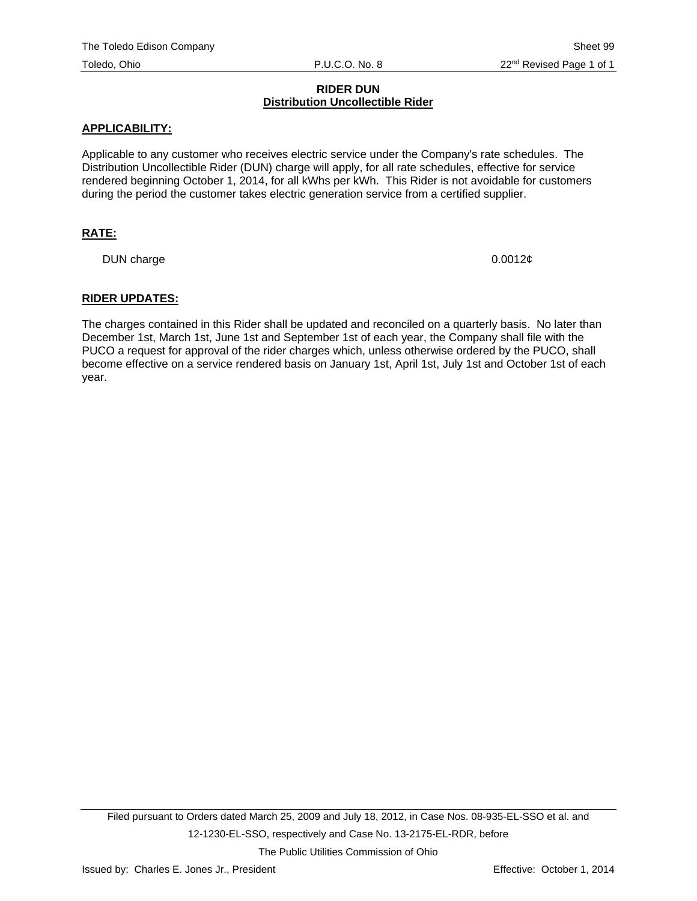# RIDER DUN
## Distribution Uncollectible Rider

**APPLICABILITY:**

Applicable to any customer who receives electric service under the Company's rate schedules. The Distribution Uncollectible Rider (DUN) charge will apply, for all rate schedules, effective for service rendered beginning October 1, 2014, for all kWhs per kWh. This Rider is not avoidable for customers during the period the customer takes electric generation service from a certified supplier.

**RATE:**

| | |
|---|---|
| DUN charge | 0.0012¢ |

**RIDER UPDATES:**

The charges contained in this Rider shall be updated and reconciled on a quarterly basis. No later than December 1st, March 1st, June 1st and September 1st of each year, the Company shall file with the PUCO a request for approval of the rider charges which, unless otherwise ordered by the PUCO, shall become effective on a service rendered basis on January 1st, April 1st, July 1st and October 1st of each year.

Filed pursuant to Orders dated March 25, 2009 and July 18, 2012, in Case Nos. 08-935-EL-SSO et al. and 12-1230-EL-SSO, respectively and Case No. 13-2175-EL-RDR, before The Public Utilities Commission of Ohio

Issued by: Charles E. Jones Jr., President

Effective: October 1, 2014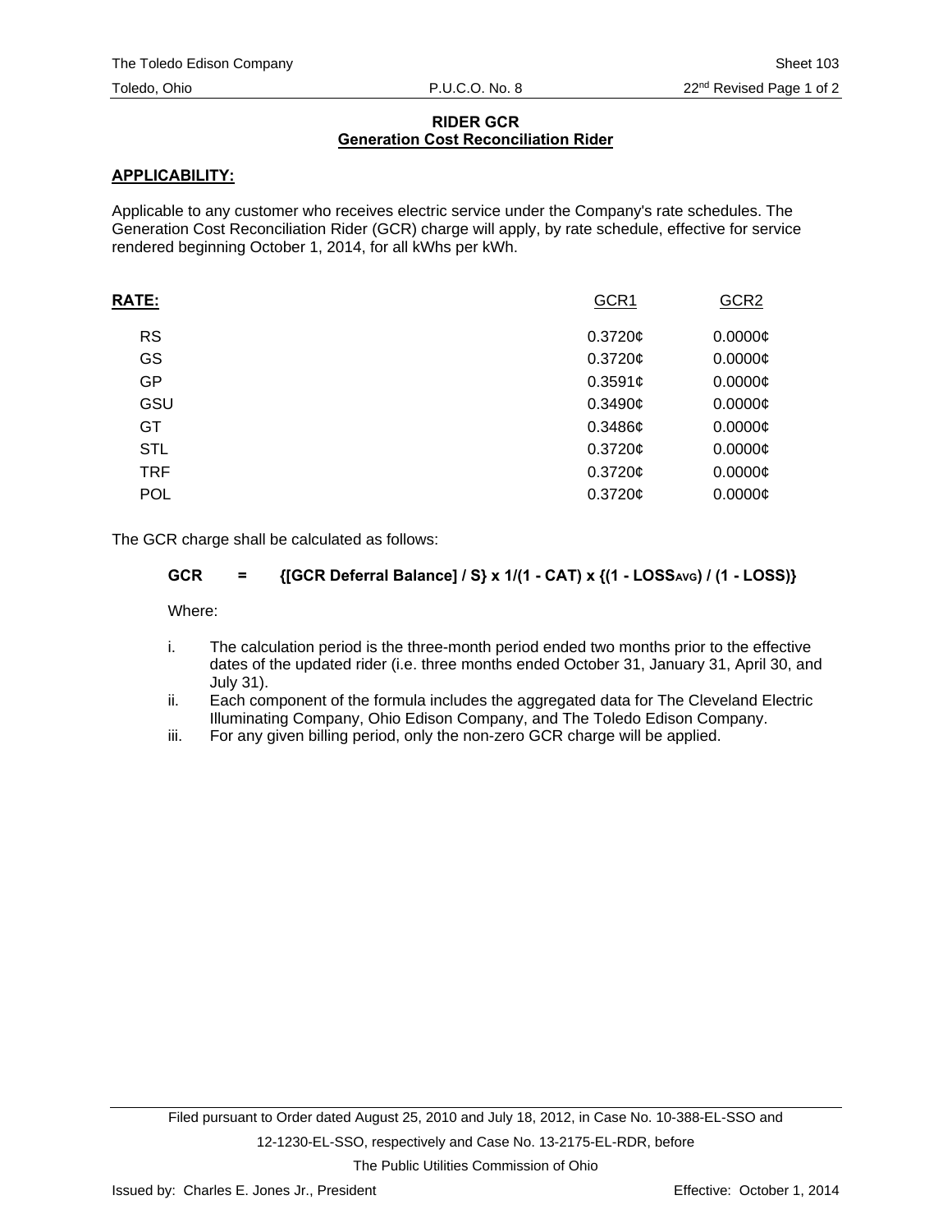# RIDER GCR
## Generation Cost Reconciliation Rider

**APPLICABILITY:**

Applicable to any customer who receives electric service under the Company's rate schedules. The Generation Cost Reconciliation Rider (GCR) charge will apply, by rate schedule, effective for service rendered beginning October 1, 2014, for all kWhs per kWh.

| **RATE:** | GCR1 | GCR2 |
|---|---|---|
| RS | 0.3720¢ | 0.0000¢ |
| GS | 0.3720¢ | 0.0000¢ |
| GP | 0.3591¢ | 0.0000¢ |
| GSU | 0.3490¢ | 0.0000¢ |
| GT | 0.3486¢ | 0.0000¢ |
| STL | 0.3720¢ | 0.0000¢ |
| TRF | 0.3720¢ | 0.0000¢ |
| POL | 0.3720¢ | 0.0000¢ |

The GCR charge shall be calculated as follows:

$$\text{GCR} = \{[\text{GCR Deferral Balance}] / S\} \times 1/(1 - \text{CAT}) \times \{(1 - \text{LOSS}_{\text{AVG}}) / (1 - \text{LOSS})\}$$

Where:

i. The calculation period is the three-month period ended two months prior to the effective dates of the updated rider (i.e. three months ended October 31, January 31, April 30, and July 31).

ii. Each component of the formula includes the aggregated data for The Cleveland Electric Illuminating Company, Ohio Edison Company, and The Toledo Edison Company.

iii. For any given billing period, only the non-zero GCR charge will be applied.

Filed pursuant to Order dated August 25, 2010 and July 18, 2012, in Case No. 10-388-EL-SSO and 12-1230-EL-SSO, respectively and Case No. 13-2175-EL-RDR, before The Public Utilities Commission of Ohio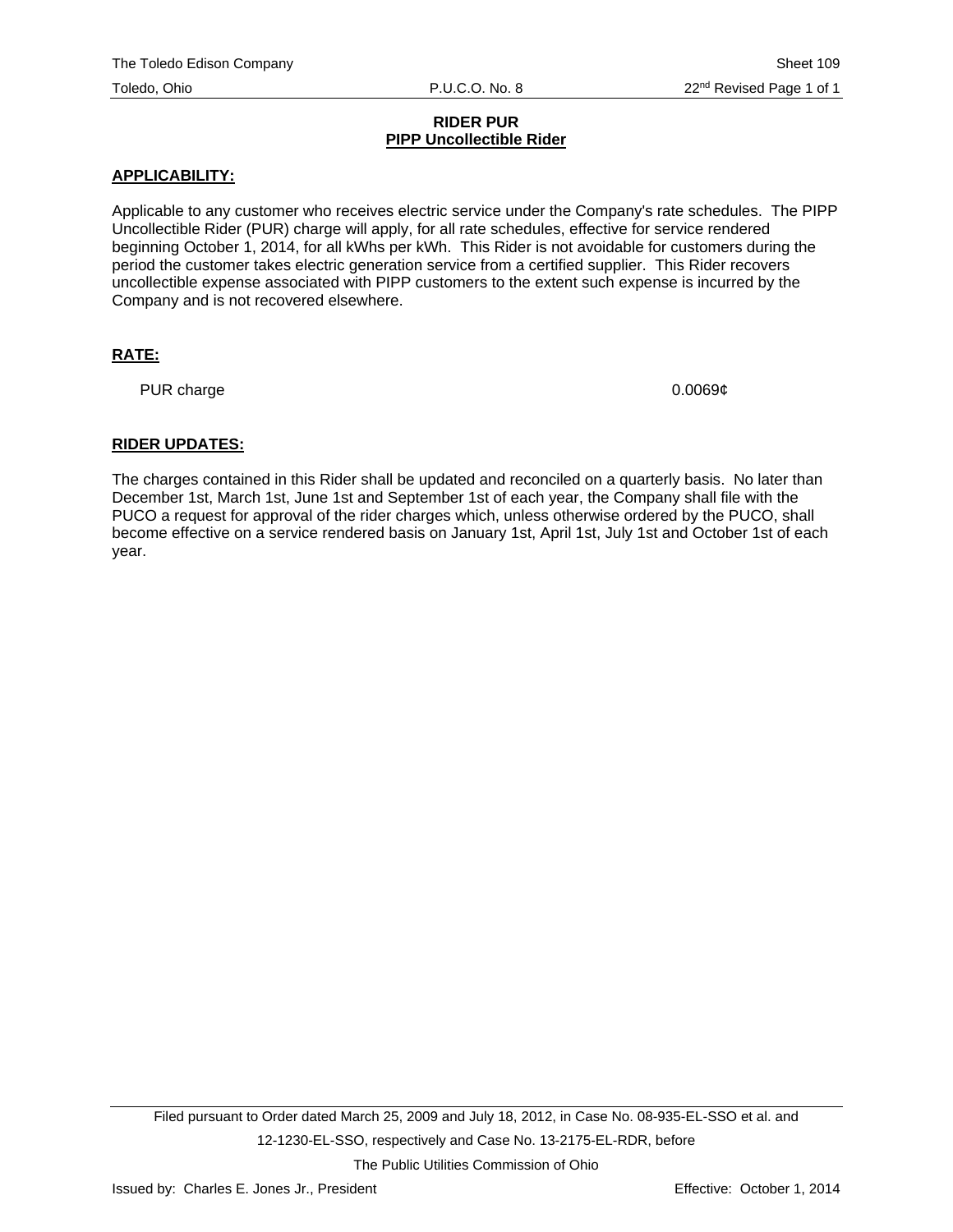# RIDER PUR

## PIPP Uncollectible Rider

### APPLICABILITY:

Applicable to any customer who receives electric service under the Company's rate schedules. The PIPP Uncollectible Rider (PUR) charge will apply, for all rate schedules, effective for service rendered beginning October 1, 2014, for all kWhs per kWh. This Rider is not avoidable for customers during the period the customer takes electric generation service from a certified supplier. This Rider recovers uncollectible expense associated with PIPP customers to the extent such expense is incurred by the Company and is not recovered elsewhere.

### RATE:

| | |
|---|---|
| PUR charge | 0.0069¢ |

### RIDER UPDATES:

The charges contained in this Rider shall be updated and reconciled on a quarterly basis. No later than December 1st, March 1st, June 1st and September 1st of each year, the Company shall file with the PUCO a request for approval of the rider charges which, unless otherwise ordered by the PUCO, shall become effective on a service rendered basis on January 1st, April 1st, July 1st and October 1st of each year.

Filed pursuant to Order dated March 25, 2009 and July 18, 2012, in Case No. 08-935-EL-SSO et al. and 12-1230-EL-SSO, respectively and Case No. 13-2175-EL-RDR, before The Public Utilities Commission of Ohio

Issued by: Charles E. Jones Jr., President

Effective: October 1, 2014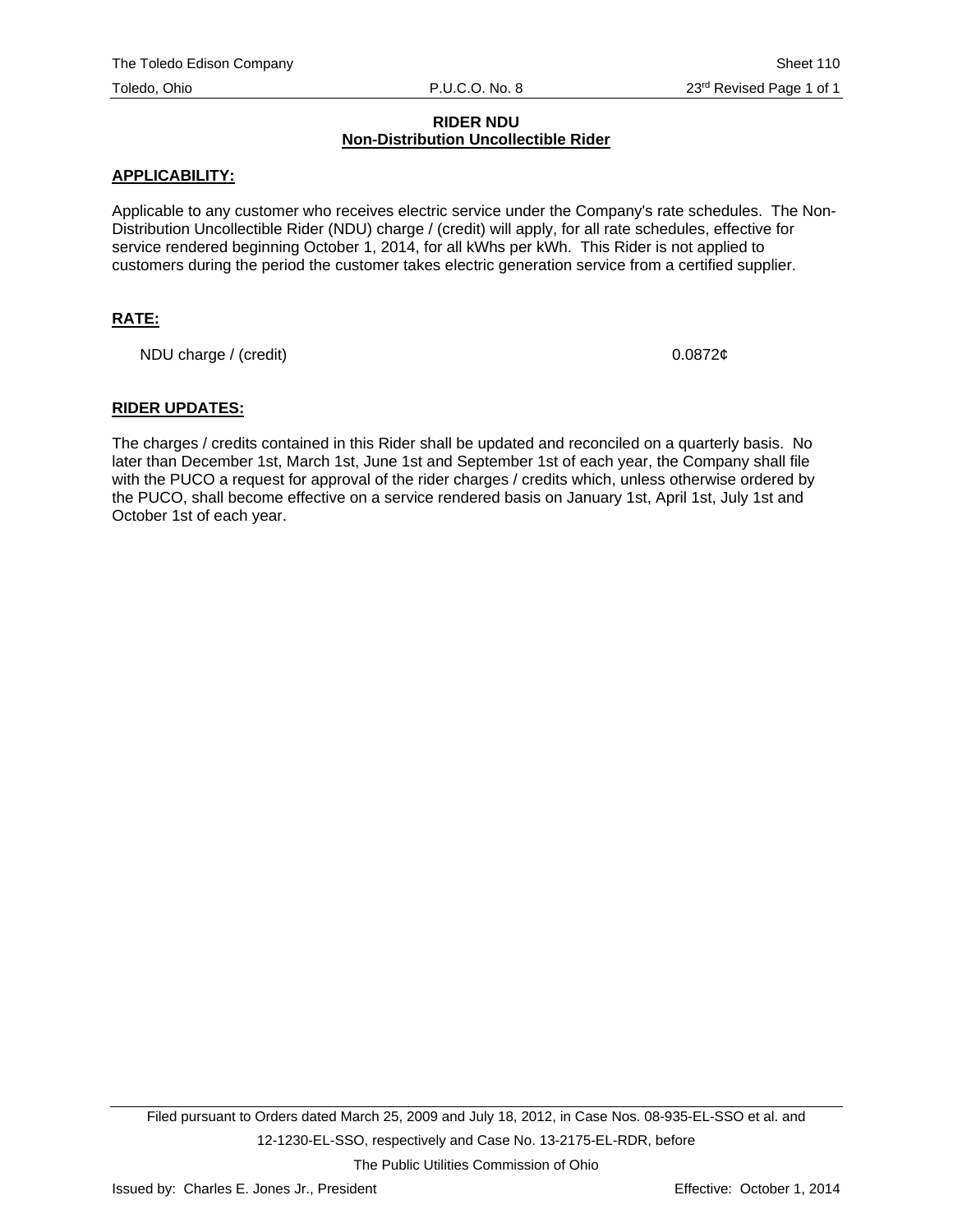# RIDER NDU
## Non-Distribution Uncollectible Rider

**APPLICABILITY:**

Applicable to any customer who receives electric service under the Company's rate schedules. The Non-Distribution Uncollectible Rider (NDU) charge / (credit) will apply, for all rate schedules, effective for service rendered beginning October 1, 2014, for all kWhs per kWh. This Rider is not applied to customers during the period the customer takes electric generation service from a certified supplier.

**RATE:**

| | |
|---|---|
| NDU charge / (credit) | 0.0872¢ |

**RIDER UPDATES:**

The charges / credits contained in this Rider shall be updated and reconciled on a quarterly basis. No later than December 1st, March 1st, June 1st and September 1st of each year, the Company shall file with the PUCO a request for approval of the rider charges / credits which, unless otherwise ordered by the PUCO, shall become effective on a service rendered basis on January 1st, April 1st, July 1st and October 1st of each year.

Filed pursuant to Orders dated March 25, 2009 and July 18, 2012, in Case Nos. 08-935-EL-SSO et al. and 12-1230-EL-SSO, respectively and Case No. 13-2175-EL-RDR, before The Public Utilities Commission of Ohio

Issued by: Charles E. Jones Jr., President

Effective: October 1, 2014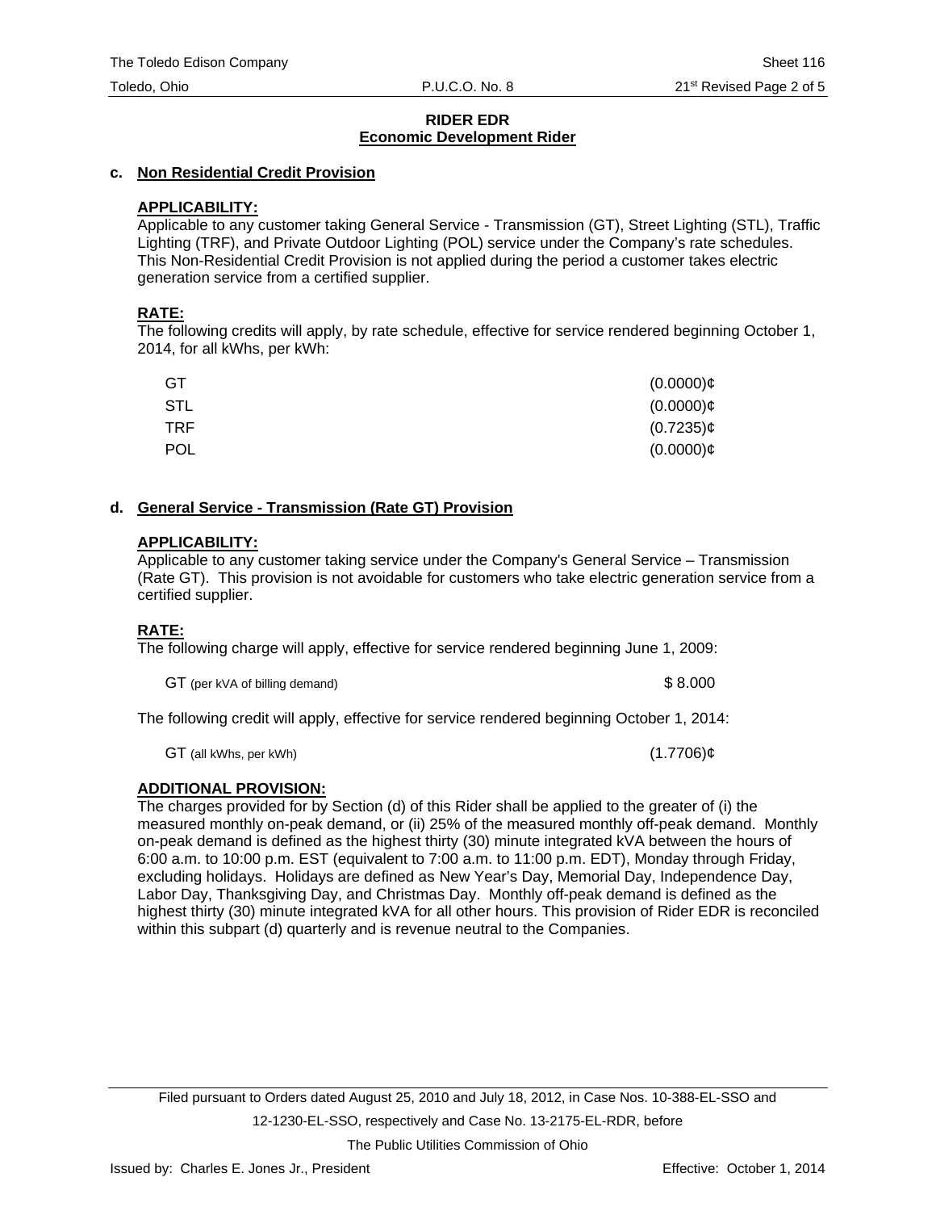## RIDER EDR
## Economic Development Rider

### c. Non Residential Credit Provision

**APPLICABILITY:**

Applicable to any customer taking General Service - Transmission (GT), Street Lighting (STL), Traffic Lighting (TRF), and Private Outdoor Lighting (POL) service under the Company's rate schedules. This Non-Residential Credit Provision is not applied during the period a customer takes electric generation service from a certified supplier.

**RATE:**

The following credits will apply, by rate schedule, effective for service rendered beginning October 1, 2014, for all kWhs, per kWh:

| | |
|---|---|
| GT | (0.0000)¢ |
| STL | (0.0000)¢ |
| TRF | (0.7235)¢ |
| POL | (0.0000)¢ |

### d. General Service - Transmission (Rate GT) Provision

**APPLICABILITY:**

Applicable to any customer taking service under the Company's General Service – Transmission (Rate GT). This provision is not avoidable for customers who take electric generation service from a certified supplier.

**RATE:**

The following charge will apply, effective for service rendered beginning June 1, 2009:

| | |
|---|---|
| GT (per kVA of billing demand) | $ 8.000 |

The following credit will apply, effective for service rendered beginning October 1, 2014:

| | |
|---|---|
| GT (all kWhs, per kWh) | (1.7706)¢ |

**ADDITIONAL PROVISION:**

The charges provided for by Section (d) of this Rider shall be applied to the greater of (i) the measured monthly on-peak demand, or (ii) 25% of the measured monthly off-peak demand. Monthly on-peak demand is defined as the highest thirty (30) minute integrated kVA between the hours of 6:00 a.m. to 10:00 p.m. EST (equivalent to 7:00 a.m. to 11:00 p.m. EDT), Monday through Friday, excluding holidays. Holidays are defined as New Year's Day, Memorial Day, Independence Day, Labor Day, Thanksgiving Day, and Christmas Day. Monthly off-peak demand is defined as the highest thirty (30) minute integrated kVA for all other hours. This provision of Rider EDR is reconciled within this subpart (d) quarterly and is revenue neutral to the Companies.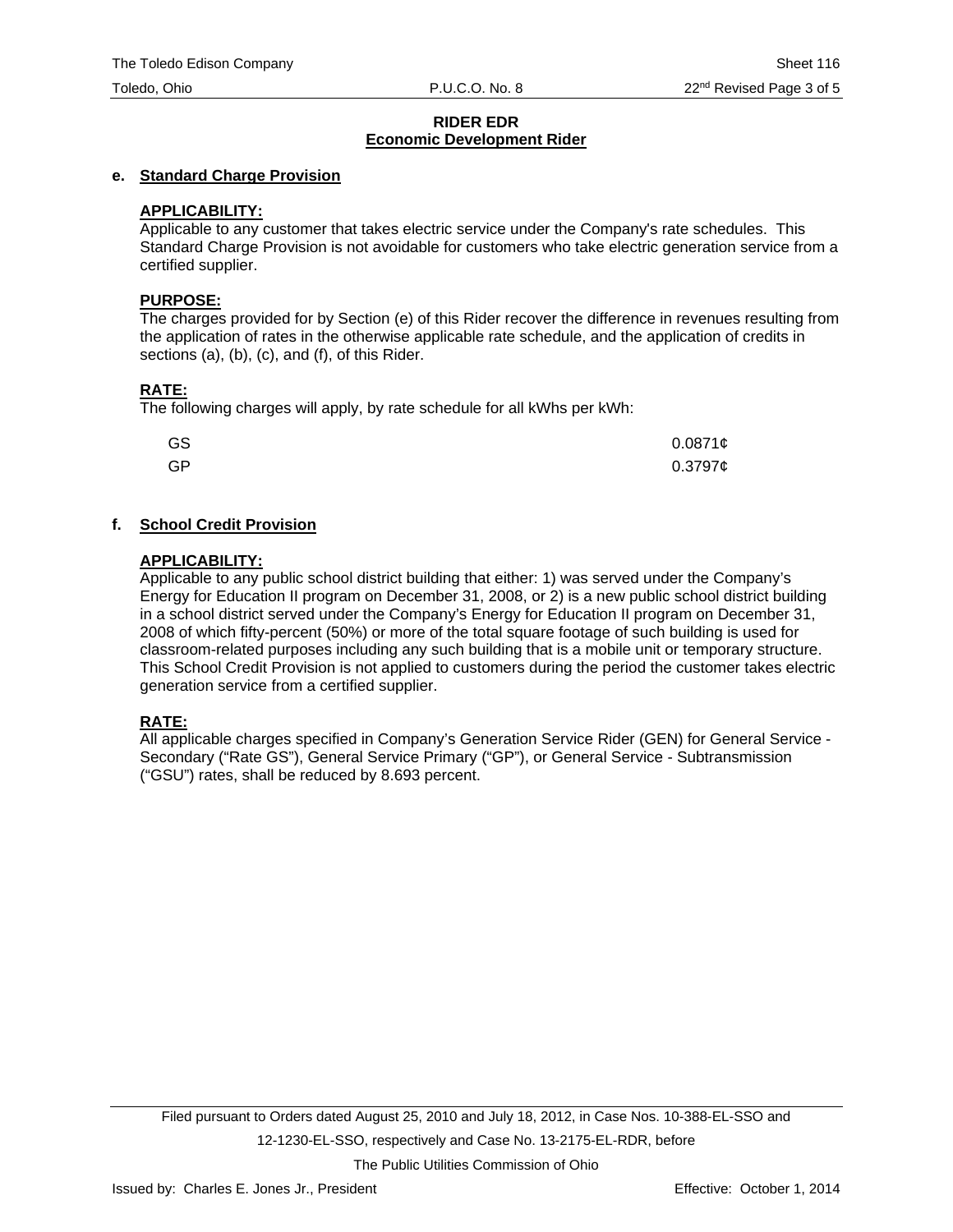# RIDER EDR
## Economic Development Rider

**e. Standard Charge Provision**

**APPLICABILITY:**
Applicable to any customer that takes electric service under the Company's rate schedules. This Standard Charge Provision is not avoidable for customers who take electric generation service from a certified supplier.

**PURPOSE:**
The charges provided for by Section (e) of this Rider recover the difference in revenues resulting from the application of rates in the otherwise applicable rate schedule, and the application of credits in sections (a), (b), (c), and (f), of this Rider.

**RATE:**
The following charges will apply, by rate schedule for all kWhs per kWh:

| | |
|---|---|
| GS | 0.0871¢ |
| GP | 0.3797¢ |

**f. School Credit Provision**

**APPLICABILITY:**
Applicable to any public school district building that either: 1) was served under the Company's Energy for Education II program on December 31, 2008, or 2) is a new public school district building in a school district served under the Company's Energy for Education II program on December 31, 2008 of which fifty-percent (50%) or more of the total square footage of such building is used for classroom-related purposes including any such building that is a mobile unit or temporary structure. This School Credit Provision is not applied to customers during the period the customer takes electric generation service from a certified supplier.

**RATE:**
All applicable charges specified in Company's Generation Service Rider (GEN) for General Service - Secondary ("Rate GS"), General Service Primary ("GP"), or General Service - Subtransmission ("GSU") rates, shall be reduced by 8.693 percent.

Filed pursuant to Orders dated August 25, 2010 and July 18, 2012, in Case Nos. 10-388-EL-SSO and 12-1230-EL-SSO, respectively and Case No. 13-2175-EL-RDR, before The Public Utilities Commission of Ohio

Issued by: Charles E. Jones Jr., President

Effective: October 1, 2014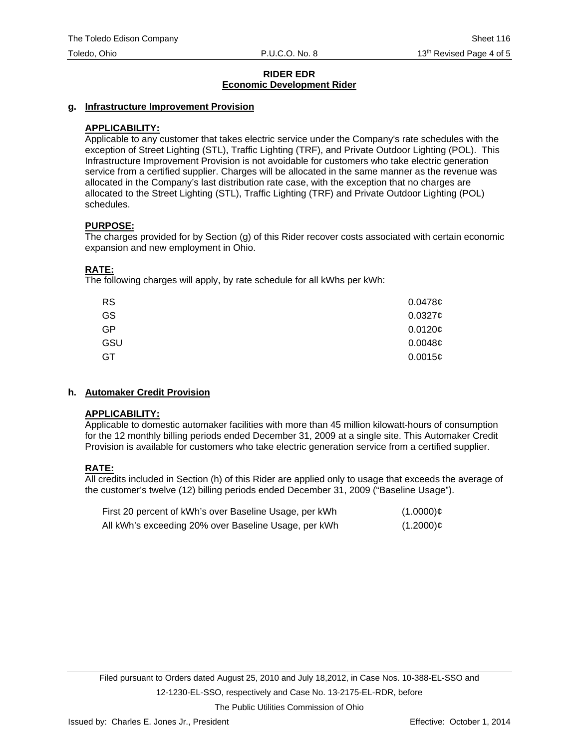**RIDER EDR**
**Economic Development Rider**

### g. Infrastructure Improvement Provision

**APPLICABILITY:**
Applicable to any customer that takes electric service under the Company's rate schedules with the exception of Street Lighting (STL), Traffic Lighting (TRF), and Private Outdoor Lighting (POL). This Infrastructure Improvement Provision is not avoidable for customers who take electric generation service from a certified supplier. Charges will be allocated in the same manner as the revenue was allocated in the Company's last distribution rate case, with the exception that no charges are allocated to the Street Lighting (STL), Traffic Lighting (TRF) and Private Outdoor Lighting (POL) schedules.

**PURPOSE:**
The charges provided for by Section (g) of this Rider recover costs associated with certain economic expansion and new employment in Ohio.

**RATE:**
The following charges will apply, by rate schedule for all kWhs per kWh:

| | |
|---|---|
| RS | 0.0478¢ |
| GS | 0.0327¢ |
| GP | 0.0120¢ |
| GSU | 0.0048¢ |
| GT | 0.0015¢ |

### h. Automaker Credit Provision

**APPLICABILITY:**
Applicable to domestic automaker facilities with more than 45 million kilowatt-hours of consumption for the 12 monthly billing periods ended December 31, 2009 at a single site. This Automaker Credit Provision is available for customers who take electric generation service from a certified supplier.

**RATE:**
All credits included in Section (h) of this Rider are applied only to usage that exceeds the average of the customer's twelve (12) billing periods ended December 31, 2009 ("Baseline Usage").

| | |
|---|---|
| First 20 percent of kWh's over Baseline Usage, per kWh | (1.0000)¢ |
| All kWh's exceeding 20% over Baseline Usage, per kWh | (1.2000)¢ |

Filed pursuant to Orders dated August 25, 2010 and July 18,2012, in Case Nos. 10-388-EL-SSO and 12-1230-EL-SSO, respectively and Case No. 13-2175-EL-RDR, before The Public Utilities Commission of Ohio

Issued by: Charles E. Jones Jr., President — Effective: October 1, 2014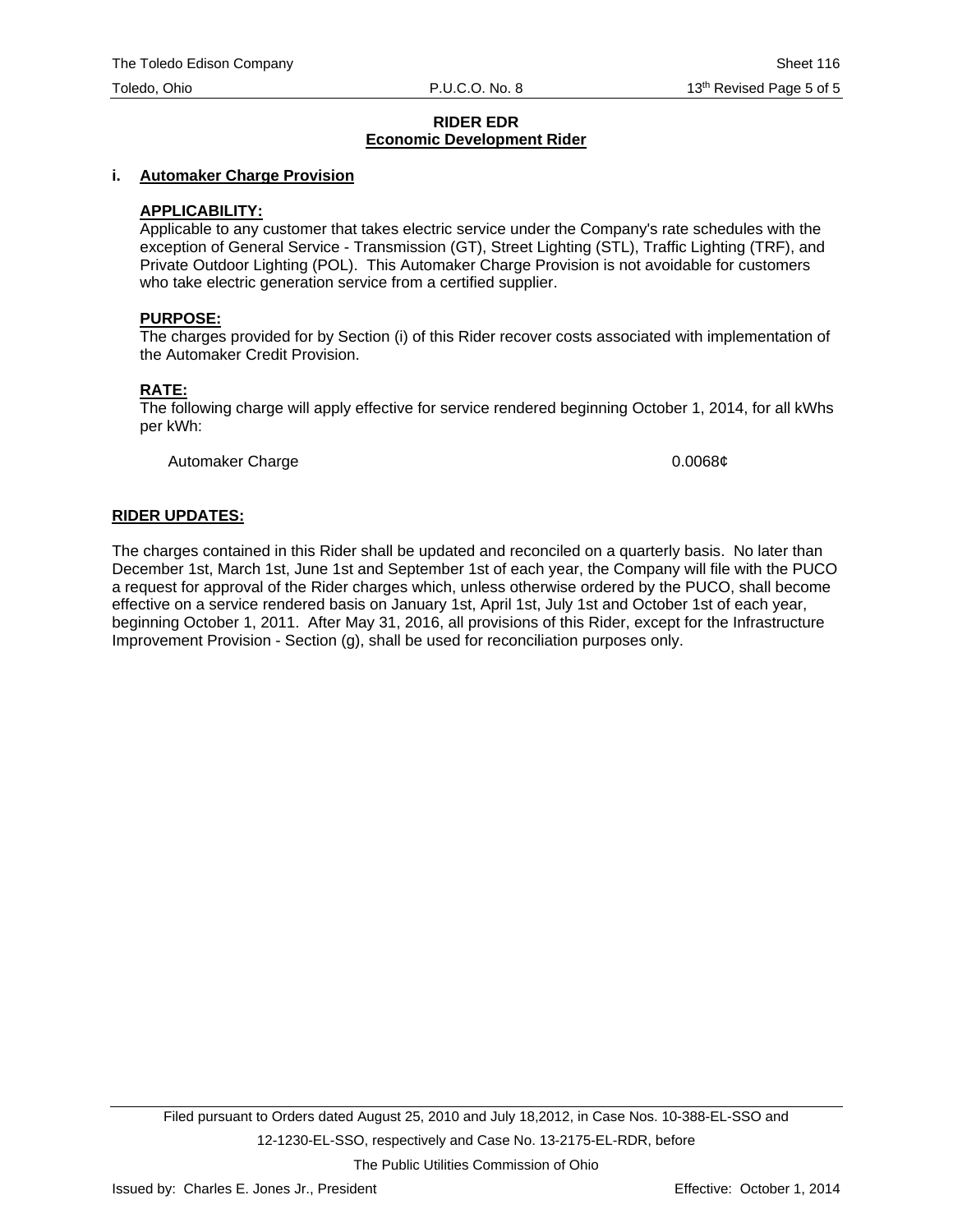**RIDER EDR**
**Economic Development Rider**

**i. Automaker Charge Provision**

**APPLICABILITY:**
Applicable to any customer that takes electric service under the Company's rate schedules with the exception of General Service - Transmission (GT), Street Lighting (STL), Traffic Lighting (TRF), and Private Outdoor Lighting (POL). This Automaker Charge Provision is not avoidable for customers who take electric generation service from a certified supplier.

**PURPOSE:**
The charges provided for by Section (i) of this Rider recover costs associated with implementation of the Automaker Credit Provision.

**RATE:**
The following charge will apply effective for service rendered beginning October 1, 2014, for all kWhs per kWh:

| | |
|---|---|
| Automaker Charge | 0.0068¢ |

**RIDER UPDATES:**

The charges contained in this Rider shall be updated and reconciled on a quarterly basis. No later than December 1st, March 1st, June 1st and September 1st of each year, the Company will file with the PUCO a request for approval of the Rider charges which, unless otherwise ordered by the PUCO, shall become effective on a service rendered basis on January 1st, April 1st, July 1st and October 1st of each year, beginning October 1, 2011. After May 31, 2016, all provisions of this Rider, except for the Infrastructure Improvement Provision - Section (g), shall be used for reconciliation purposes only.

Filed pursuant to Orders dated August 25, 2010 and July 18,2012, in Case Nos. 10-388-EL-SSO and 12-1230-EL-SSO, respectively and Case No. 13-2175-EL-RDR, before The Public Utilities Commission of Ohio

Issued by: Charles E. Jones Jr., President

Effective: October 1, 2014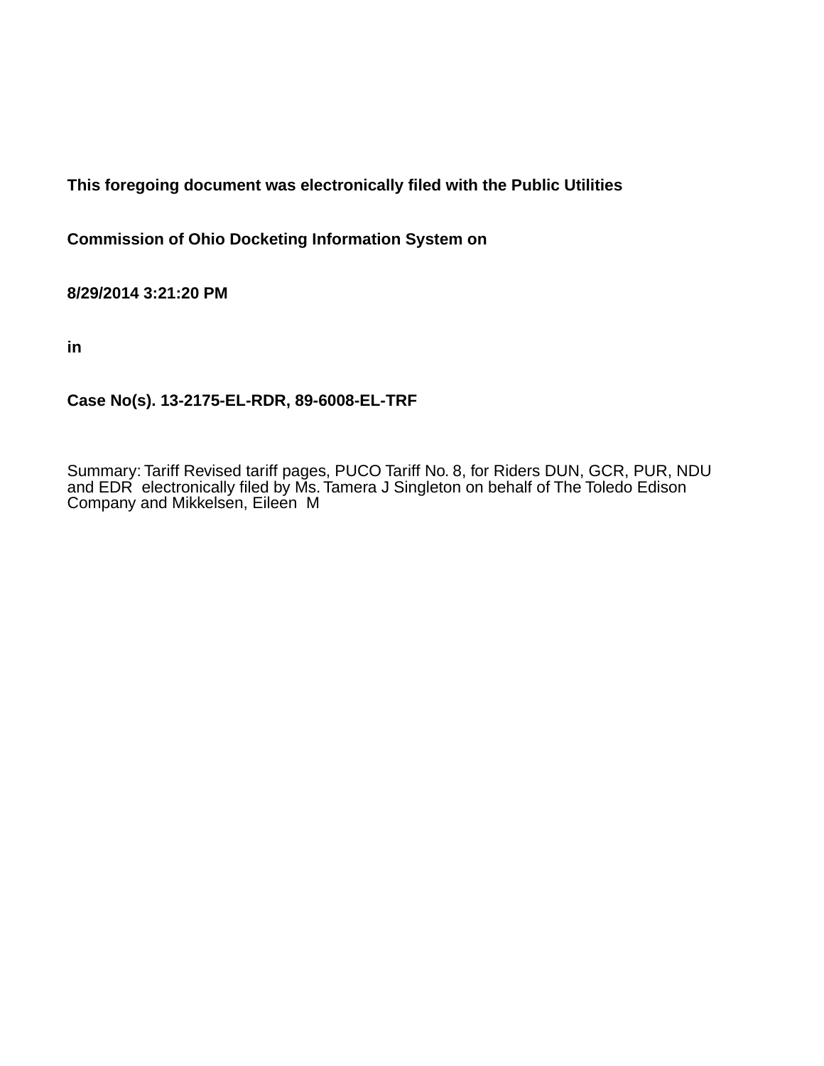**This foregoing document was electronically filed with the Public Utilities**

**Commission of Ohio Docketing Information System on**

**8/29/2014 3:21:20 PM**

**in**

**Case No(s). 13-2175-EL-RDR, 89-6008-EL-TRF**

Summary: Tariff Revised tariff pages, PUCO Tariff No. 8, for Riders DUN, GCR, PUR, NDU and EDR electronically filed by Ms. Tamera J Singleton on behalf of The Toledo Edison Company and Mikkelsen, Eileen M